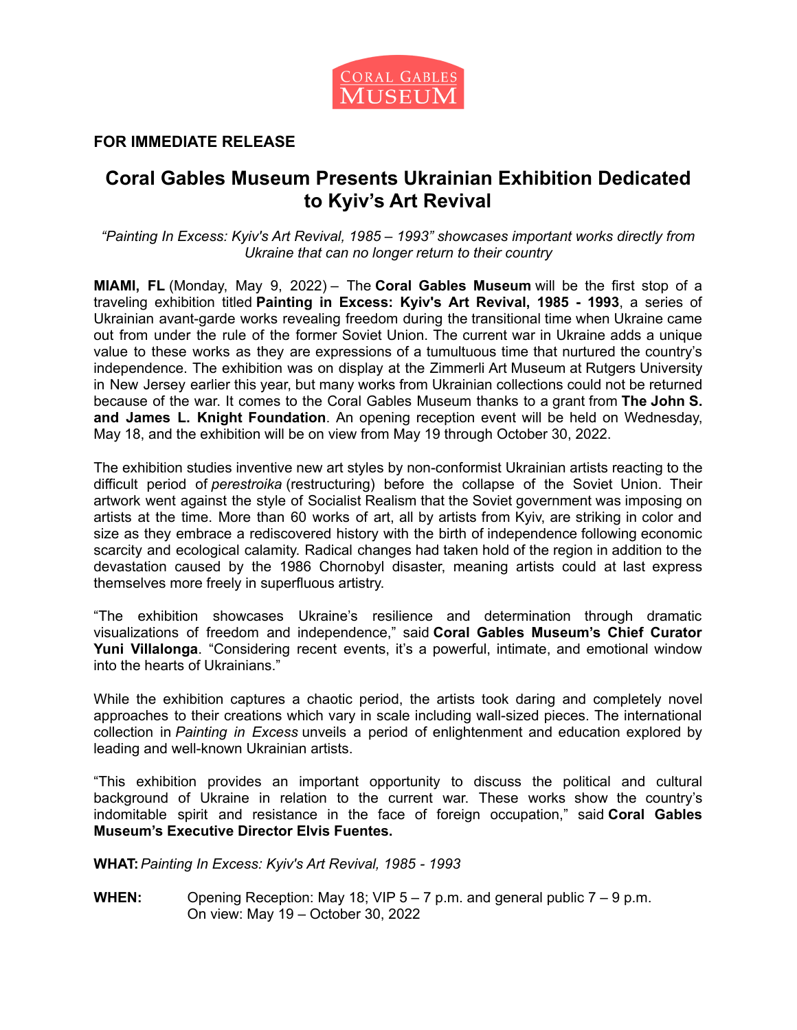Coral Gables Museum

**FOR IMMEDIATE RELEASE**

# Coral Gables Museum Presents Ukrainian Exhibition Dedicated to Kyiv's Art Revival

*"Painting In Excess: Kyiv's Art Revival, 1985 – 1993" showcases important works directly from Ukraine that can no longer return to their country*

**MIAMI, FL** (Monday, May 9, 2022) – The **Coral Gables Museum** will be the first stop of a traveling exhibition titled **Painting in Excess: Kyiv's Art Revival, 1985 - 1993**, a series of Ukrainian avant-garde works revealing freedom during the transitional time when Ukraine came out from under the rule of the former Soviet Union. The current war in Ukraine adds a unique value to these works as they are expressions of a tumultuous time that nurtured the country's independence. The exhibition was on display at the Zimmerli Art Museum at Rutgers University in New Jersey earlier this year, but many works from Ukrainian collections could not be returned because of the war. It comes to the Coral Gables Museum thanks to a grant from **The John S. and James L. Knight Foundation**. An opening reception event will be held on Wednesday, May 18, and the exhibition will be on view from May 19 through October 30, 2022.

The exhibition studies inventive new art styles by non-conformist Ukrainian artists reacting to the difficult period of *perestroika* (restructuring) before the collapse of the Soviet Union. Their artwork went against the style of Socialist Realism that the Soviet government was imposing on artists at the time. More than 60 works of art, all by artists from Kyiv, are striking in color and size as they embrace a rediscovered history with the birth of independence following economic scarcity and ecological calamity. Radical changes had taken hold of the region in addition to the devastation caused by the 1986 Chornobyl disaster, meaning artists could at last express themselves more freely in superfluous artistry.

"The exhibition showcases Ukraine's resilience and determination through dramatic visualizations of freedom and independence," said **Coral Gables Museum's Chief Curator Yuni Villalonga**. "Considering recent events, it's a powerful, intimate, and emotional window into the hearts of Ukrainians."

While the exhibition captures a chaotic period, the artists took daring and completely novel approaches to their creations which vary in scale including wall-sized pieces. The international collection in *Painting in Excess* unveils a period of enlightenment and education explored by leading and well-known Ukrainian artists.

"This exhibition provides an important opportunity to discuss the political and cultural background of Ukraine in relation to the current war. These works show the country's indomitable spirit and resistance in the face of foreign occupation," said **Coral Gables Museum's Executive Director Elvis Fuentes.**

**WHAT:** *Painting In Excess: Kyiv's Art Revival, 1985 - 1993*

**WHEN:** Opening Reception: May 18; VIP 5 – 7 p.m. and general public 7 – 9 p.m.
On view: May 19 – October 30, 2022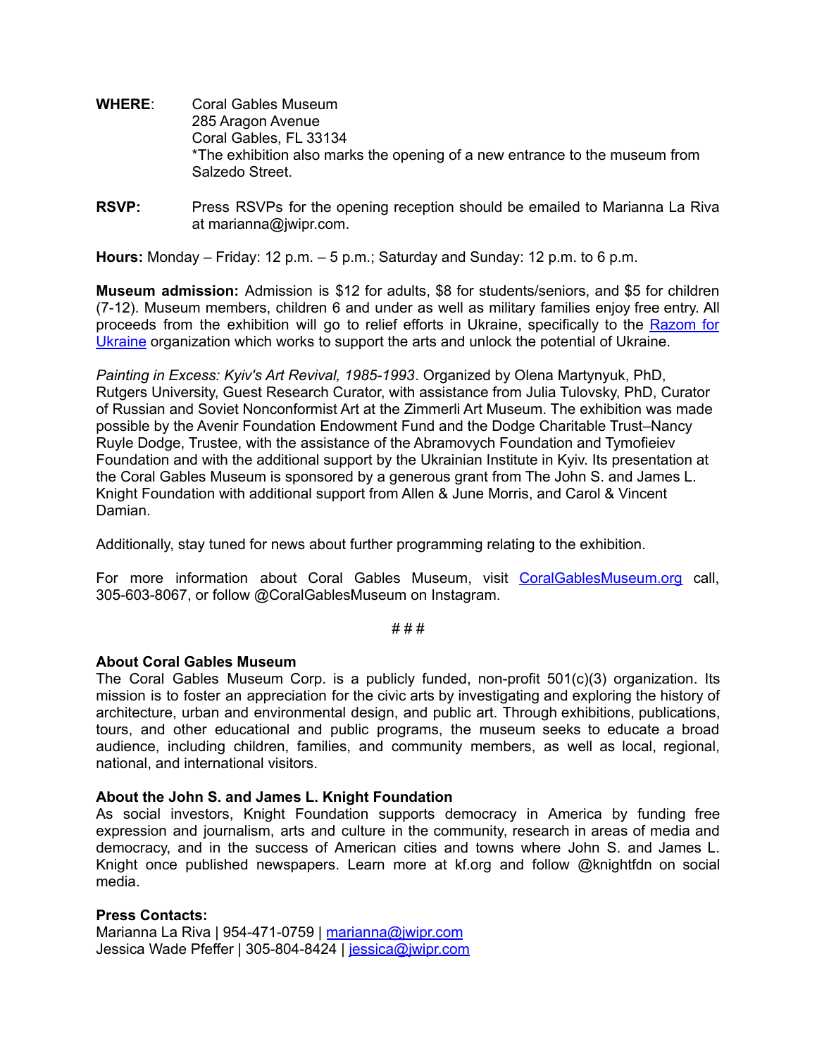**WHERE**: Coral Gables Museum
285 Aragon Avenue
Coral Gables, FL 33134
*The exhibition also marks the opening of a new entrance to the museum from Salzedo Street.

**RSVP:** Press RSVPs for the opening reception should be emailed to Marianna La Riva at marianna@jwipr.com.

**Hours:** Monday – Friday: 12 p.m. – 5 p.m.; Saturday and Sunday: 12 p.m. to 6 p.m.

**Museum admission:** Admission is $12 for adults, $8 for students/seniors, and $5 for children (7-12). Museum members, children 6 and under as well as military families enjoy free entry. All proceeds from the exhibition will go to relief efforts in Ukraine, specifically to the [Razom for Ukraine](https://www.razomforukraine.org) organization which works to support the arts and unlock the potential of Ukraine.

*Painting in Excess: Kyiv's Art Revival, 1985-1993*. Organized by Olena Martynyuk, PhD, Rutgers University, Guest Research Curator, with assistance from Julia Tulovsky, PhD, Curator of Russian and Soviet Nonconformist Art at the Zimmerli Art Museum. The exhibition was made possible by the Avenir Foundation Endowment Fund and the Dodge Charitable Trust–Nancy Ruyle Dodge, Trustee, with the assistance of the Abramovych Foundation and Tymofieiev Foundation and with the additional support by the Ukrainian Institute in Kyiv. Its presentation at the Coral Gables Museum is sponsored by a generous grant from The John S. and James L. Knight Foundation with additional support from Allen & June Morris, and Carol & Vincent Damian.

Additionally, stay tuned for news about further programming relating to the exhibition.

For more information about Coral Gables Museum, visit [CoralGablesMuseum.org](https://CoralGablesMuseum.org) call, 305-603-8067, or follow @CoralGablesMuseum on Instagram.

# # #

**About Coral Gables Museum**
The Coral Gables Museum Corp. is a publicly funded, non-profit 501(c)(3) organization. Its mission is to foster an appreciation for the civic arts by investigating and exploring the history of architecture, urban and environmental design, and public art. Through exhibitions, publications, tours, and other educational and public programs, the museum seeks to educate a broad audience, including children, families, and community members, as well as local, regional, national, and international visitors.

**About the John S. and James L. Knight Foundation**
As social investors, Knight Foundation supports democracy in America by funding free expression and journalism, arts and culture in the community, research in areas of media and democracy, and in the success of American cities and towns where John S. and James L. Knight once published newspapers. Learn more at kf.org and follow @knightfdn on social media.

**Press Contacts:**
Marianna La Riva | 954-471-0759 | [marianna@jwipr.com](mailto:marianna@jwipr.com)
Jessica Wade Pfeffer | 305-804-8424 | [jessica@jwipr.com](mailto:jessica@jwipr.com)